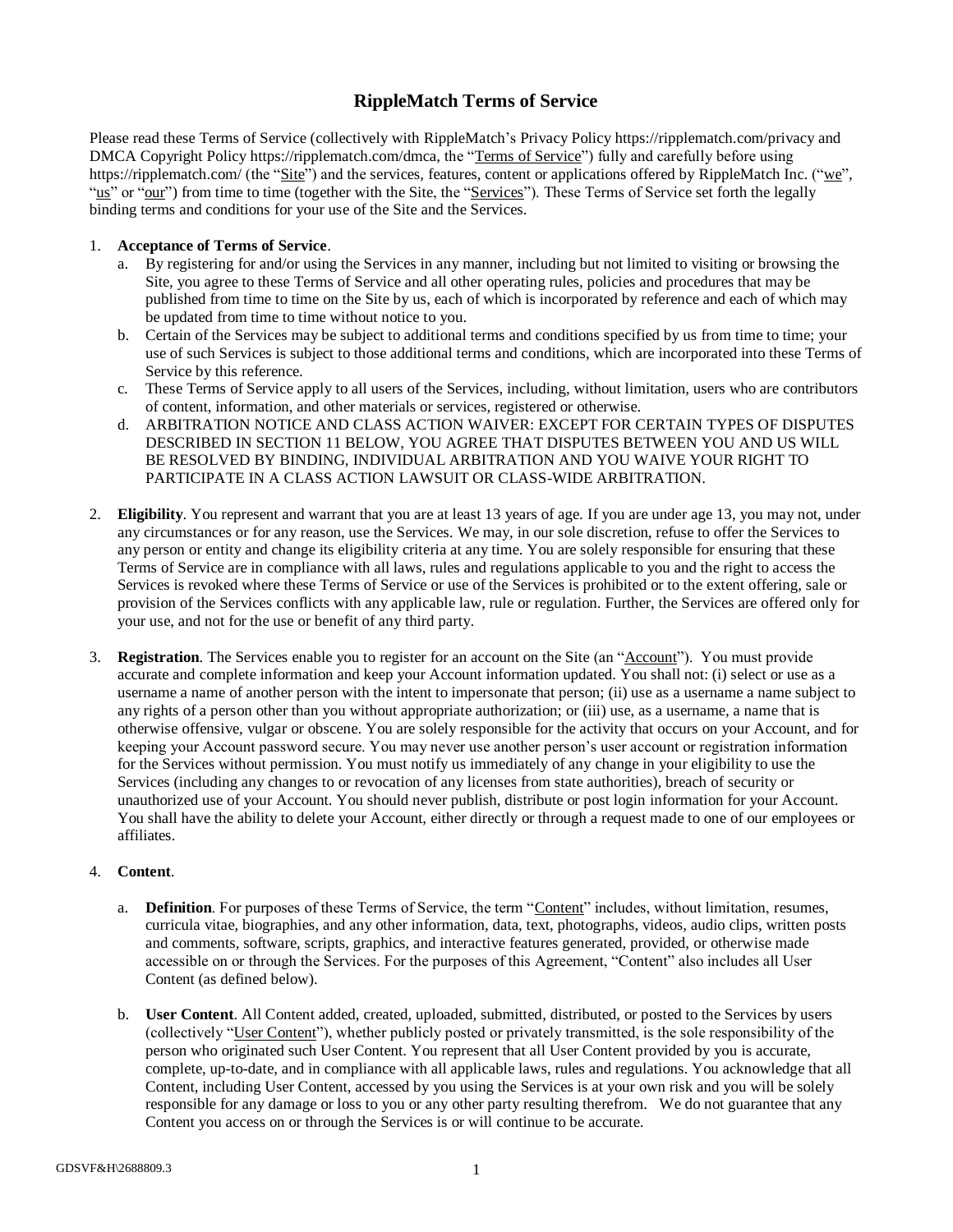# RippleMatch Terms of Service

Please read these Terms of Service (collectively with RippleMatch's Privacy Policy https://ripplematch.com/privacy and DMCA Copyright Policy https://ripplematch.com/dmca, the "Terms of Service") fully and carefully before using https://ripplematch.com/ (the "Site") and the services, features, content or applications offered by RippleMatch Inc. ("we", "us" or "our") from time to time (together with the Site, the "Services"). These Terms of Service set forth the legally binding terms and conditions for your use of the Site and the Services.

1. **Acceptance of Terms of Service**.
   a. By registering for and/or using the Services in any manner, including but not limited to visiting or browsing the Site, you agree to these Terms of Service and all other operating rules, policies and procedures that may be published from time to time on the Site by us, each of which is incorporated by reference and each of which may be updated from time to time without notice to you.
   b. Certain of the Services may be subject to additional terms and conditions specified by us from time to time; your use of such Services is subject to those additional terms and conditions, which are incorporated into these Terms of Service by this reference.
   c. These Terms of Service apply to all users of the Services, including, without limitation, users who are contributors of content, information, and other materials or services, registered or otherwise.
   d. ARBITRATION NOTICE AND CLASS ACTION WAIVER: EXCEPT FOR CERTAIN TYPES OF DISPUTES DESCRIBED IN SECTION 11 BELOW, YOU AGREE THAT DISPUTES BETWEEN YOU AND US WILL BE RESOLVED BY BINDING, INDIVIDUAL ARBITRATION AND YOU WAIVE YOUR RIGHT TO PARTICIPATE IN A CLASS ACTION LAWSUIT OR CLASS-WIDE ARBITRATION.

2. **Eligibility**. You represent and warrant that you are at least 13 years of age. If you are under age 13, you may not, under any circumstances or for any reason, use the Services. We may, in our sole discretion, refuse to offer the Services to any person or entity and change its eligibility criteria at any time. You are solely responsible for ensuring that these Terms of Service are in compliance with all laws, rules and regulations applicable to you and the right to access the Services is revoked where these Terms of Service or use of the Services is prohibited or to the extent offering, sale or provision of the Services conflicts with any applicable law, rule or regulation. Further, the Services are offered only for your use, and not for the use or benefit of any third party.

3. **Registration**. The Services enable you to register for an account on the Site (an "Account"). You must provide accurate and complete information and keep your Account information updated. You shall not: (i) select or use as a username a name of another person with the intent to impersonate that person; (ii) use as a username a name subject to any rights of a person other than you without appropriate authorization; or (iii) use, as a username, a name that is otherwise offensive, vulgar or obscene. You are solely responsible for the activity that occurs on your Account, and for keeping your Account password secure. You may never use another person's user account or registration information for the Services without permission. You must notify us immediately of any change in your eligibility to use the Services (including any changes to or revocation of any licenses from state authorities), breach of security or unauthorized use of your Account. You should never publish, distribute or post login information for your Account. You shall have the ability to delete your Account, either directly or through a request made to one of our employees or affiliates.

4. **Content**.

   a. **Definition**. For purposes of these Terms of Service, the term "Content" includes, without limitation, resumes, curricula vitae, biographies, and any other information, data, text, photographs, videos, audio clips, written posts and comments, software, scripts, graphics, and interactive features generated, provided, or otherwise made accessible on or through the Services. For the purposes of this Agreement, "Content" also includes all User Content (as defined below).

   b. **User Content**. All Content added, created, uploaded, submitted, distributed, or posted to the Services by users (collectively "User Content"), whether publicly posted or privately transmitted, is the sole responsibility of the person who originated such User Content. You represent that all User Content provided by you is accurate, complete, up-to-date, and in compliance with all applicable laws, rules and regulations. You acknowledge that all Content, including User Content, accessed by you using the Services is at your own risk and you will be solely responsible for any damage or loss to you or any other party resulting therefrom. We do not guarantee that any Content you access on or through the Services is or will continue to be accurate.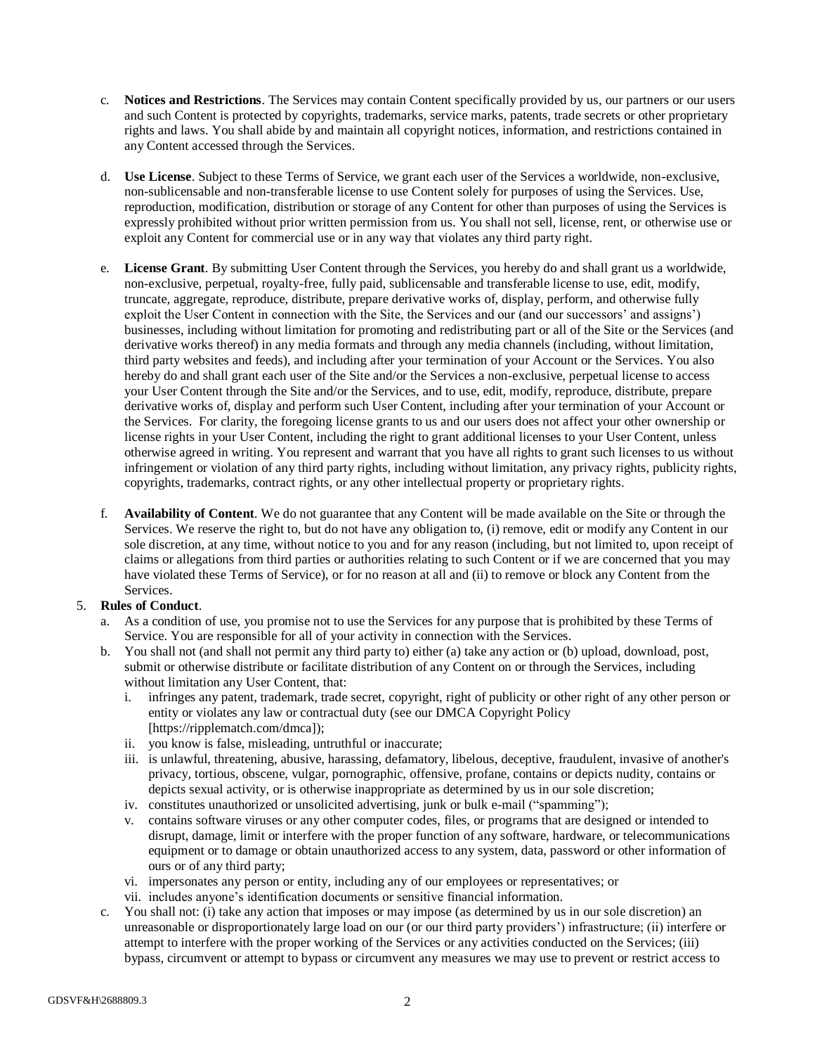c. **Notices and Restrictions**. The Services may contain Content specifically provided by us, our partners or our users and such Content is protected by copyrights, trademarks, service marks, patents, trade secrets or other proprietary rights and laws. You shall abide by and maintain all copyright notices, information, and restrictions contained in any Content accessed through the Services.

d. **Use License**. Subject to these Terms of Service, we grant each user of the Services a worldwide, non-exclusive, non-sublicensable and non-transferable license to use Content solely for purposes of using the Services. Use, reproduction, modification, distribution or storage of any Content for other than purposes of using the Services is expressly prohibited without prior written permission from us. You shall not sell, license, rent, or otherwise use or exploit any Content for commercial use or in any way that violates any third party right.

e. **License Grant**. By submitting User Content through the Services, you hereby do and shall grant us a worldwide, non-exclusive, perpetual, royalty-free, fully paid, sublicensable and transferable license to use, edit, modify, truncate, aggregate, reproduce, distribute, prepare derivative works of, display, perform, and otherwise fully exploit the User Content in connection with the Site, the Services and our (and our successors' and assigns') businesses, including without limitation for promoting and redistributing part or all of the Site or the Services (and derivative works thereof) in any media formats and through any media channels (including, without limitation, third party websites and feeds), and including after your termination of your Account or the Services. You also hereby do and shall grant each user of the Site and/or the Services a non-exclusive, perpetual license to access your User Content through the Site and/or the Services, and to use, edit, modify, reproduce, distribute, prepare derivative works of, display and perform such User Content, including after your termination of your Account or the Services. For clarity, the foregoing license grants to us and our users does not affect your other ownership or license rights in your User Content, including the right to grant additional licenses to your User Content, unless otherwise agreed in writing. You represent and warrant that you have all rights to grant such licenses to us without infringement or violation of any third party rights, including without limitation, any privacy rights, publicity rights, copyrights, trademarks, contract rights, or any other intellectual property or proprietary rights.

f. **Availability of Content**. We do not guarantee that any Content will be made available on the Site or through the Services. We reserve the right to, but do not have any obligation to, (i) remove, edit or modify any Content in our sole discretion, at any time, without notice to you and for any reason (including, but not limited to, upon receipt of claims or allegations from third parties or authorities relating to such Content or if we are concerned that you may have violated these Terms of Service), or for no reason at all and (ii) to remove or block any Content from the Services.

5. **Rules of Conduct**.
   a. As a condition of use, you promise not to use the Services for any purpose that is prohibited by these Terms of Service. You are responsible for all of your activity in connection with the Services.
   b. You shall not (and shall not permit any third party to) either (a) take any action or (b) upload, download, post, submit or otherwise distribute or facilitate distribution of any Content on or through the Services, including without limitation any User Content, that:
      i. infringes any patent, trademark, trade secret, copyright, right of publicity or other right of any other person or entity or violates any law or contractual duty (see our DMCA Copyright Policy [https://ripplematch.com/dmca]);
      ii. you know is false, misleading, untruthful or inaccurate;
      iii. is unlawful, threatening, abusive, harassing, defamatory, libelous, deceptive, fraudulent, invasive of another's privacy, tortious, obscene, vulgar, pornographic, offensive, profane, contains or depicts nudity, contains or depicts sexual activity, or is otherwise inappropriate as determined by us in our sole discretion;
      iv. constitutes unauthorized or unsolicited advertising, junk or bulk e-mail ("spamming");
      v. contains software viruses or any other computer codes, files, or programs that are designed or intended to disrupt, damage, limit or interfere with the proper function of any software, hardware, or telecommunications equipment or to damage or obtain unauthorized access to any system, data, password or other information of ours or of any third party;
      vi. impersonates any person or entity, including any of our employees or representatives; or
      vii. includes anyone's identification documents or sensitive financial information.
   c. You shall not: (i) take any action that imposes or may impose (as determined by us in our sole discretion) an unreasonable or disproportionately large load on our (or our third party providers') infrastructure; (ii) interfere or attempt to interfere with the proper working of the Services or any activities conducted on the Services; (iii) bypass, circumvent or attempt to bypass or circumvent any measures we may use to prevent or restrict access to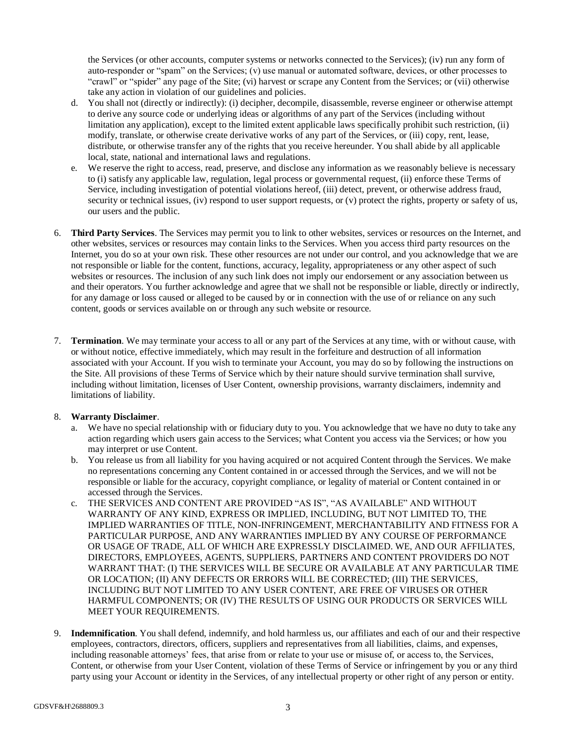the Services (or other accounts, computer systems or networks connected to the Services); (iv) run any form of auto-responder or "spam" on the Services; (v) use manual or automated software, devices, or other processes to "crawl" or "spider" any page of the Site; (vi) harvest or scrape any Content from the Services; or (vii) otherwise take any action in violation of our guidelines and policies.

   d. You shall not (directly or indirectly): (i) decipher, decompile, disassemble, reverse engineer or otherwise attempt to derive any source code or underlying ideas or algorithms of any part of the Services (including without limitation any application), except to the limited extent applicable laws specifically prohibit such restriction, (ii) modify, translate, or otherwise create derivative works of any part of the Services, or (iii) copy, rent, lease, distribute, or otherwise transfer any of the rights that you receive hereunder. You shall abide by all applicable local, state, national and international laws and regulations.

   e. We reserve the right to access, read, preserve, and disclose any information as we reasonably believe is necessary to (i) satisfy any applicable law, regulation, legal process or governmental request, (ii) enforce these Terms of Service, including investigation of potential violations hereof, (iii) detect, prevent, or otherwise address fraud, security or technical issues, (iv) respond to user support requests, or (v) protect the rights, property or safety of us, our users and the public.

6. **Third Party Services**. The Services may permit you to link to other websites, services or resources on the Internet, and other websites, services or resources may contain links to the Services. When you access third party resources on the Internet, you do so at your own risk. These other resources are not under our control, and you acknowledge that we are not responsible or liable for the content, functions, accuracy, legality, appropriateness or any other aspect of such websites or resources. The inclusion of any such link does not imply our endorsement or any association between us and their operators. You further acknowledge and agree that we shall not be responsible or liable, directly or indirectly, for any damage or loss caused or alleged to be caused by or in connection with the use of or reliance on any such content, goods or services available on or through any such website or resource.

7. **Termination**. We may terminate your access to all or any part of the Services at any time, with or without cause, with or without notice, effective immediately, which may result in the forfeiture and destruction of all information associated with your Account. If you wish to terminate your Account, you may do so by following the instructions on the Site. All provisions of these Terms of Service which by their nature should survive termination shall survive, including without limitation, licenses of User Content, ownership provisions, warranty disclaimers, indemnity and limitations of liability.

8. **Warranty Disclaimer**.

   a. We have no special relationship with or fiduciary duty to you. You acknowledge that we have no duty to take any action regarding which users gain access to the Services; what Content you access via the Services; or how you may interpret or use Content.

   b. You release us from all liability for you having acquired or not acquired Content through the Services. We make no representations concerning any Content contained in or accessed through the Services, and we will not be responsible or liable for the accuracy, copyright compliance, or legality of material or Content contained in or accessed through the Services.

   c. THE SERVICES AND CONTENT ARE PROVIDED "AS IS", "AS AVAILABLE" AND WITHOUT WARRANTY OF ANY KIND, EXPRESS OR IMPLIED, INCLUDING, BUT NOT LIMITED TO, THE IMPLIED WARRANTIES OF TITLE, NON-INFRINGEMENT, MERCHANTABILITY AND FITNESS FOR A PARTICULAR PURPOSE, AND ANY WARRANTIES IMPLIED BY ANY COURSE OF PERFORMANCE OR USAGE OF TRADE, ALL OF WHICH ARE EXPRESSLY DISCLAIMED. WE, AND OUR AFFILIATES, DIRECTORS, EMPLOYEES, AGENTS, SUPPLIERS, PARTNERS AND CONTENT PROVIDERS DO NOT WARRANT THAT: (I) THE SERVICES WILL BE SECURE OR AVAILABLE AT ANY PARTICULAR TIME OR LOCATION; (II) ANY DEFECTS OR ERRORS WILL BE CORRECTED; (III) THE SERVICES, INCLUDING BUT NOT LIMITED TO ANY USER CONTENT, ARE FREE OF VIRUSES OR OTHER HARMFUL COMPONENTS; OR (IV) THE RESULTS OF USING OUR PRODUCTS OR SERVICES WILL MEET YOUR REQUIREMENTS.

9. **Indemnification**. You shall defend, indemnify, and hold harmless us, our affiliates and each of our and their respective employees, contractors, directors, officers, suppliers and representatives from all liabilities, claims, and expenses, including reasonable attorneys' fees, that arise from or relate to your use or misuse of, or access to, the Services, Content, or otherwise from your User Content, violation of these Terms of Service or infringement by you or any third party using your Account or identity in the Services, of any intellectual property or other right of any person or entity.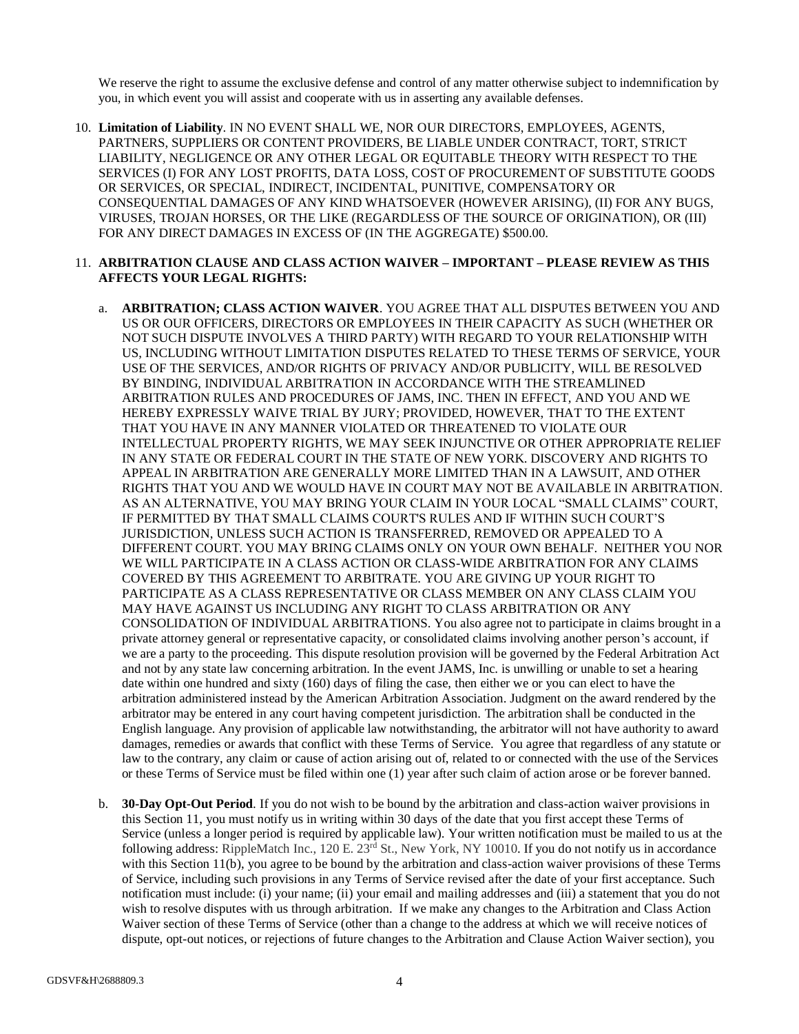We reserve the right to assume the exclusive defense and control of any matter otherwise subject to indemnification by you, in which event you will assist and cooperate with us in asserting any available defenses.

10. **Limitation of Liability**. IN NO EVENT SHALL WE, NOR OUR DIRECTORS, EMPLOYEES, AGENTS, PARTNERS, SUPPLIERS OR CONTENT PROVIDERS, BE LIABLE UNDER CONTRACT, TORT, STRICT LIABILITY, NEGLIGENCE OR ANY OTHER LEGAL OR EQUITABLE THEORY WITH RESPECT TO THE SERVICES (I) FOR ANY LOST PROFITS, DATA LOSS, COST OF PROCUREMENT OF SUBSTITUTE GOODS OR SERVICES, OR SPECIAL, INDIRECT, INCIDENTAL, PUNITIVE, COMPENSATORY OR CONSEQUENTIAL DAMAGES OF ANY KIND WHATSOEVER (HOWEVER ARISING), (II) FOR ANY BUGS, VIRUSES, TROJAN HORSES, OR THE LIKE (REGARDLESS OF THE SOURCE OF ORIGINATION), OR (III) FOR ANY DIRECT DAMAGES IN EXCESS OF (IN THE AGGREGATE) $500.00.

11. **ARBITRATION CLAUSE AND CLASS ACTION WAIVER – IMPORTANT – PLEASE REVIEW AS THIS AFFECTS YOUR LEGAL RIGHTS:**

    a. **ARBITRATION; CLASS ACTION WAIVER**. YOU AGREE THAT ALL DISPUTES BETWEEN YOU AND US OR OUR OFFICERS, DIRECTORS OR EMPLOYEES IN THEIR CAPACITY AS SUCH (WHETHER OR NOT SUCH DISPUTE INVOLVES A THIRD PARTY) WITH REGARD TO YOUR RELATIONSHIP WITH US, INCLUDING WITHOUT LIMITATION DISPUTES RELATED TO THESE TERMS OF SERVICE, YOUR USE OF THE SERVICES, AND/OR RIGHTS OF PRIVACY AND/OR PUBLICITY, WILL BE RESOLVED BY BINDING, INDIVIDUAL ARBITRATION IN ACCORDANCE WITH THE STREAMLINED ARBITRATION RULES AND PROCEDURES OF JAMS, INC. THEN IN EFFECT, AND YOU AND WE HEREBY EXPRESSLY WAIVE TRIAL BY JURY; PROVIDED, HOWEVER, THAT TO THE EXTENT THAT YOU HAVE IN ANY MANNER VIOLATED OR THREATENED TO VIOLATE OUR INTELLECTUAL PROPERTY RIGHTS, WE MAY SEEK INJUNCTIVE OR OTHER APPROPRIATE RELIEF IN ANY STATE OR FEDERAL COURT IN THE STATE OF NEW YORK. DISCOVERY AND RIGHTS TO APPEAL IN ARBITRATION ARE GENERALLY MORE LIMITED THAN IN A LAWSUIT, AND OTHER RIGHTS THAT YOU AND WE WOULD HAVE IN COURT MAY NOT BE AVAILABLE IN ARBITRATION. AS AN ALTERNATIVE, YOU MAY BRING YOUR CLAIM IN YOUR LOCAL "SMALL CLAIMS" COURT, IF PERMITTED BY THAT SMALL CLAIMS COURT'S RULES AND IF WITHIN SUCH COURT'S JURISDICTION, UNLESS SUCH ACTION IS TRANSFERRED, REMOVED OR APPEALED TO A DIFFERENT COURT. YOU MAY BRING CLAIMS ONLY ON YOUR OWN BEHALF. NEITHER YOU NOR WE WILL PARTICIPATE IN A CLASS ACTION OR CLASS-WIDE ARBITRATION FOR ANY CLAIMS COVERED BY THIS AGREEMENT TO ARBITRATE. YOU ARE GIVING UP YOUR RIGHT TO PARTICIPATE AS A CLASS REPRESENTATIVE OR CLASS MEMBER ON ANY CLASS CLAIM YOU MAY HAVE AGAINST US INCLUDING ANY RIGHT TO CLASS ARBITRATION OR ANY CONSOLIDATION OF INDIVIDUAL ARBITRATIONS. You also agree not to participate in claims brought in a private attorney general or representative capacity, or consolidated claims involving another person's account, if we are a party to the proceeding. This dispute resolution provision will be governed by the Federal Arbitration Act and not by any state law concerning arbitration. In the event JAMS, Inc. is unwilling or unable to set a hearing date within one hundred and sixty (160) days of filing the case, then either we or you can elect to have the arbitration administered instead by the American Arbitration Association. Judgment on the award rendered by the arbitrator may be entered in any court having competent jurisdiction. The arbitration shall be conducted in the English language. Any provision of applicable law notwithstanding, the arbitrator will not have authority to award damages, remedies or awards that conflict with these Terms of Service. You agree that regardless of any statute or law to the contrary, any claim or cause of action arising out of, related to or connected with the use of the Services or these Terms of Service must be filed within one (1) year after such claim of action arose or be forever banned.

    b. **30-Day Opt-Out Period**. If you do not wish to be bound by the arbitration and class-action waiver provisions in this Section 11, you must notify us in writing within 30 days of the date that you first accept these Terms of Service (unless a longer period is required by applicable law). Your written notification must be mailed to us at the following address: RippleMatch Inc., 120 E. 23rd St., New York, NY 10010. If you do not notify us in accordance with this Section 11(b), you agree to be bound by the arbitration and class-action waiver provisions of these Terms of Service, including such provisions in any Terms of Service revised after the date of your first acceptance. Such notification must include: (i) your name; (ii) your email and mailing addresses and (iii) a statement that you do not wish to resolve disputes with us through arbitration. If we make any changes to the Arbitration and Class Action Waiver section of these Terms of Service (other than a change to the address at which we will receive notices of dispute, opt-out notices, or rejections of future changes to the Arbitration and Clause Action Waiver section), you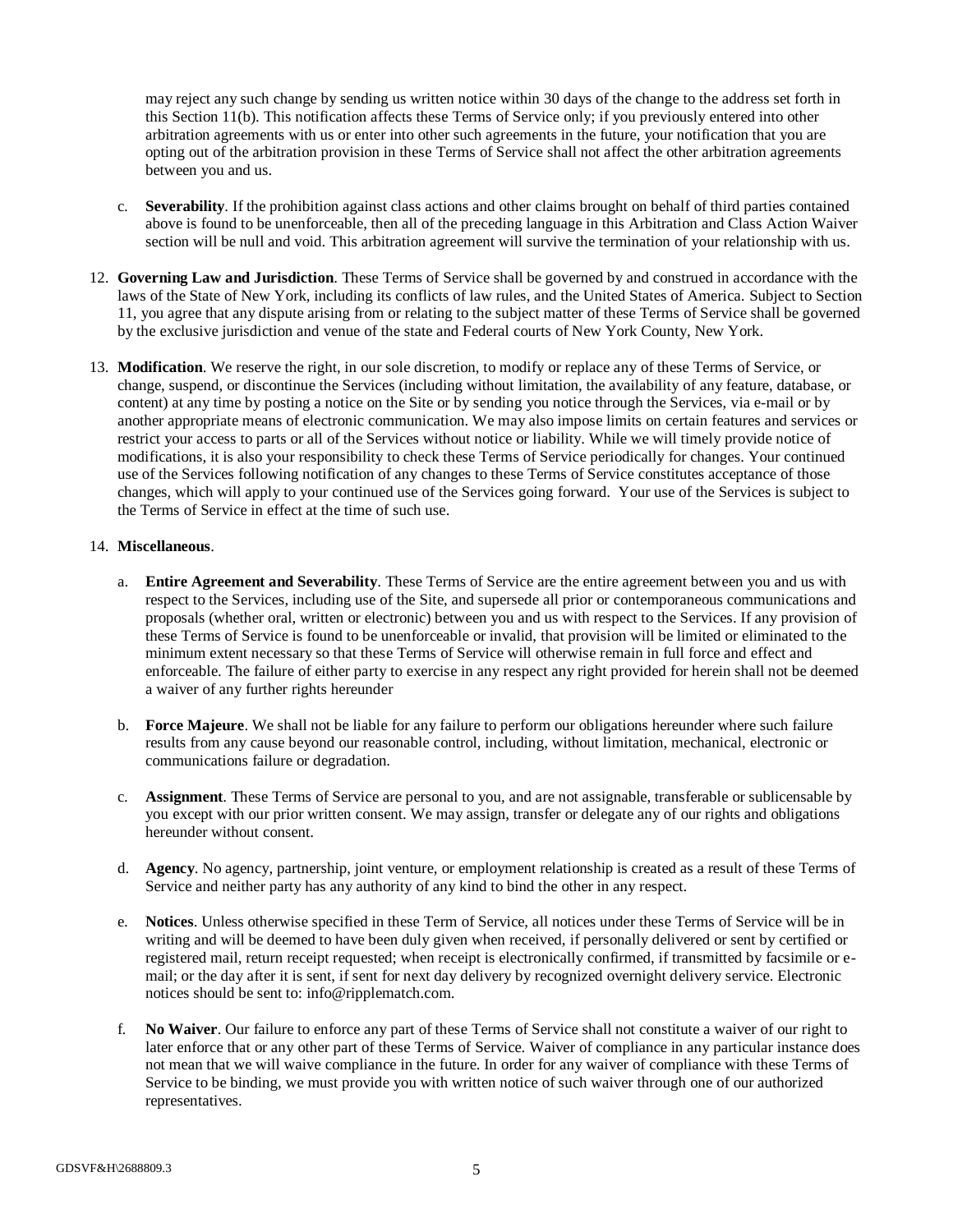may reject any such change by sending us written notice within 30 days of the change to the address set forth in this Section 11(b). This notification affects these Terms of Service only; if you previously entered into other arbitration agreements with us or enter into other such agreements in the future, your notification that you are opting out of the arbitration provision in these Terms of Service shall not affect the other arbitration agreements between you and us.

c. **Severability**. If the prohibition against class actions and other claims brought on behalf of third parties contained above is found to be unenforceable, then all of the preceding language in this Arbitration and Class Action Waiver section will be null and void. This arbitration agreement will survive the termination of your relationship with us.

12. **Governing Law and Jurisdiction**. These Terms of Service shall be governed by and construed in accordance with the laws of the State of New York, including its conflicts of law rules, and the United States of America. Subject to Section 11, you agree that any dispute arising from or relating to the subject matter of these Terms of Service shall be governed by the exclusive jurisdiction and venue of the state and Federal courts of New York County, New York.

13. **Modification**. We reserve the right, in our sole discretion, to modify or replace any of these Terms of Service, or change, suspend, or discontinue the Services (including without limitation, the availability of any feature, database, or content) at any time by posting a notice on the Site or by sending you notice through the Services, via e-mail or by another appropriate means of electronic communication. We may also impose limits on certain features and services or restrict your access to parts or all of the Services without notice or liability. While we will timely provide notice of modifications, it is also your responsibility to check these Terms of Service periodically for changes. Your continued use of the Services following notification of any changes to these Terms of Service constitutes acceptance of those changes, which will apply to your continued use of the Services going forward. Your use of the Services is subject to the Terms of Service in effect at the time of such use.

14. **Miscellaneous**.

a. **Entire Agreement and Severability**. These Terms of Service are the entire agreement between you and us with respect to the Services, including use of the Site, and supersede all prior or contemporaneous communications and proposals (whether oral, written or electronic) between you and us with respect to the Services. If any provision of these Terms of Service is found to be unenforceable or invalid, that provision will be limited or eliminated to the minimum extent necessary so that these Terms of Service will otherwise remain in full force and effect and enforceable. The failure of either party to exercise in any respect any right provided for herein shall not be deemed a waiver of any further rights hereunder

b. **Force Majeure**. We shall not be liable for any failure to perform our obligations hereunder where such failure results from any cause beyond our reasonable control, including, without limitation, mechanical, electronic or communications failure or degradation.

c. **Assignment**. These Terms of Service are personal to you, and are not assignable, transferable or sublicensable by you except with our prior written consent. We may assign, transfer or delegate any of our rights and obligations hereunder without consent.

d. **Agency**. No agency, partnership, joint venture, or employment relationship is created as a result of these Terms of Service and neither party has any authority of any kind to bind the other in any respect.

e. **Notices**. Unless otherwise specified in these Term of Service, all notices under these Terms of Service will be in writing and will be deemed to have been duly given when received, if personally delivered or sent by certified or registered mail, return receipt requested; when receipt is electronically confirmed, if transmitted by facsimile or e-mail; or the day after it is sent, if sent for next day delivery by recognized overnight delivery service. Electronic notices should be sent to: info@ripplematch.com.

f. **No Waiver**. Our failure to enforce any part of these Terms of Service shall not constitute a waiver of our right to later enforce that or any other part of these Terms of Service. Waiver of compliance in any particular instance does not mean that we will waive compliance in the future. In order for any waiver of compliance with these Terms of Service to be binding, we must provide you with written notice of such waiver through one of our authorized representatives.

GDSVF&H\2688809.3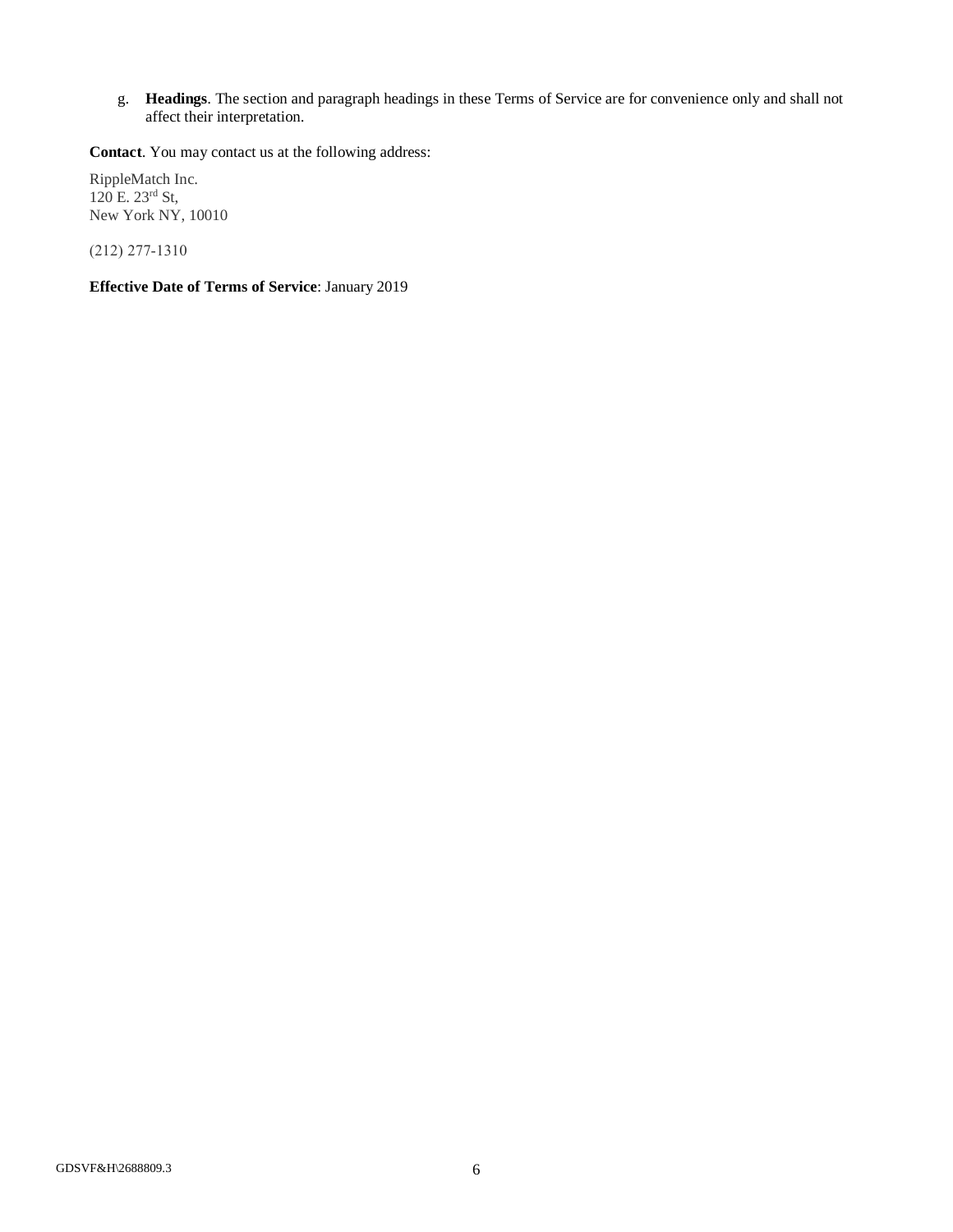g. **Headings**. The section and paragraph headings in these Terms of Service are for convenience only and shall not affect their interpretation.

**Contact**. You may contact us at the following address:

RippleMatch Inc.
120 E. 23rd St,
New York NY, 10010

(212) 277-1310

**Effective Date of Terms of Service**: January 2019

GDSVF&H\2688809.3